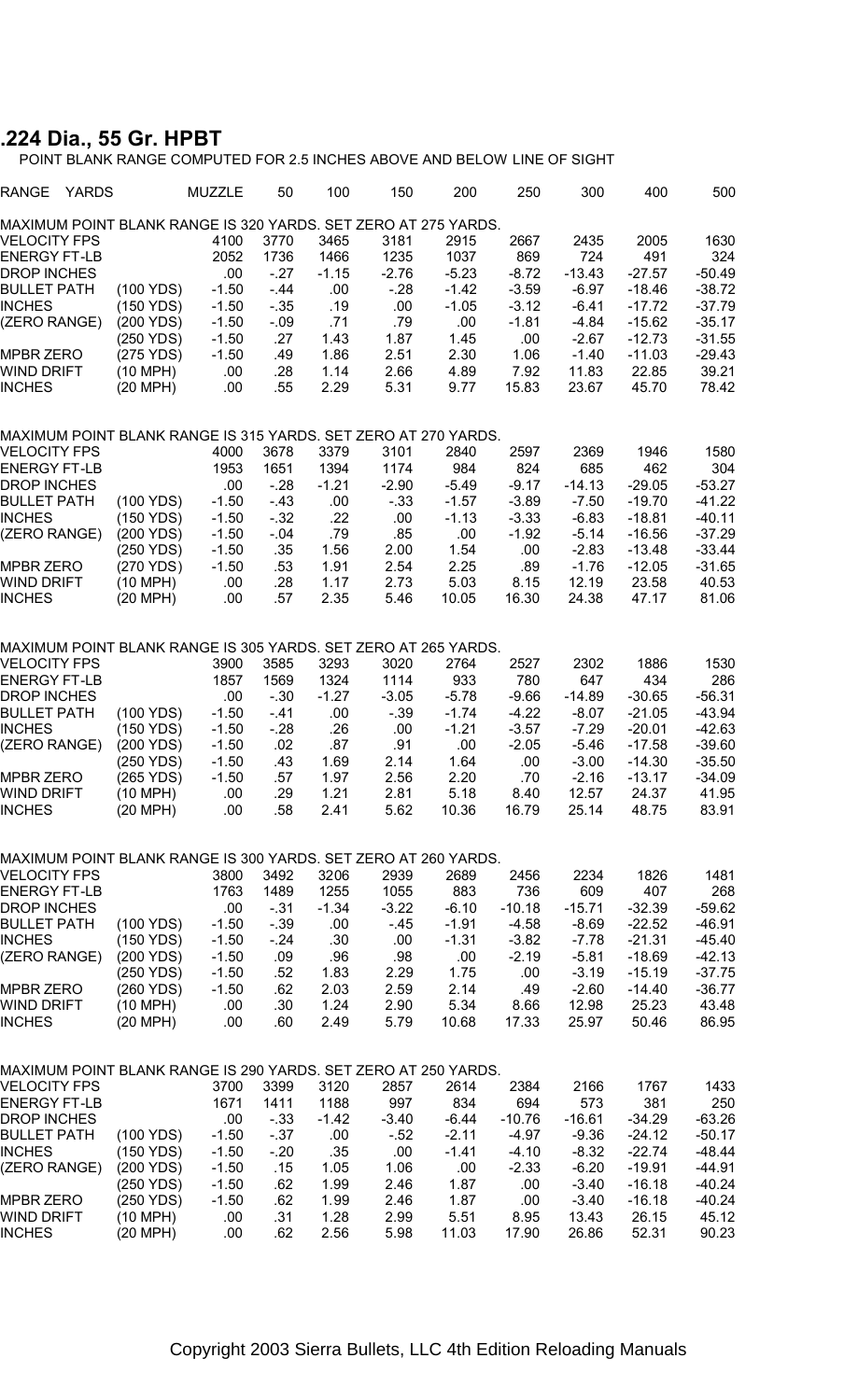## .224 Dia., 55 Gr. HPBT

POINT BLANK RANGE COMPUTED FOR 2.5 INCHES ABOVE AND BELOW LINE OF SIGHT

| RANGE YARDS | | MUZZLE | 50 | 100 | 150 | 200 | 250 | 300 | 400 | 500 |
|---|---|---|---|---|---|---|---|---|---|---|
| MAXIMUM POINT BLANK RANGE IS 320 YARDS. SET ZERO AT 275 YARDS. | | | | | | | | | | |
| VELOCITY FPS | | 4100 | 3770 | 3465 | 3181 | 2915 | 2667 | 2435 | 2005 | 1630 |
| ENERGY FT-LB | | 2052 | 1736 | 1466 | 1235 | 1037 | 869 | 724 | 491 | 324 |
| DROP INCHES | | .00 | -.27 | -1.15 | -2.76 | -5.23 | -8.72 | -13.43 | -27.57 | -50.49 |
| BULLET PATH | (100 YDS) | -1.50 | -.44 | .00 | -.28 | -1.42 | -3.59 | -6.97 | -18.46 | -38.72 |
| INCHES | (150 YDS) | -1.50 | -.35 | .19 | .00 | -1.05 | -3.12 | -6.41 | -17.72 | -37.79 |
| (ZERO RANGE) | (200 YDS) | -1.50 | -.09 | .71 | .79 | .00 | -1.81 | -4.84 | -15.62 | -35.17 |
| | (250 YDS) | -1.50 | .27 | 1.43 | 1.87 | 1.45 | .00 | -2.67 | -12.73 | -31.55 |
| MPBR ZERO | (275 YDS) | -1.50 | .49 | 1.86 | 2.51 | 2.30 | 1.06 | -1.40 | -11.03 | -29.43 |
| WIND DRIFT | (10 MPH) | .00 | .28 | 1.14 | 2.66 | 4.89 | 7.92 | 11.83 | 22.85 | 39.21 |
| INCHES | (20 MPH) | .00 | .55 | 2.29 | 5.31 | 9.77 | 15.83 | 23.67 | 45.70 | 78.42 |
| MAXIMUM POINT BLANK RANGE IS 315 YARDS. SET ZERO AT 270 YARDS. | | | | | | | | | | |
| VELOCITY FPS | | 4000 | 3678 | 3379 | 3101 | 2840 | 2597 | 2369 | 1946 | 1580 |
| ENERGY FT-LB | | 1953 | 1651 | 1394 | 1174 | 984 | 824 | 685 | 462 | 304 |
| DROP INCHES | | .00 | -.28 | -1.21 | -2.90 | -5.49 | -9.17 | -14.13 | -29.05 | -53.27 |
| BULLET PATH | (100 YDS) | -1.50 | -.43 | .00 | -.33 | -1.57 | -3.89 | -7.50 | -19.70 | -41.22 |
| INCHES | (150 YDS) | -1.50 | -.32 | .22 | .00 | -1.13 | -3.33 | -6.83 | -18.81 | -40.11 |
| (ZERO RANGE) | (200 YDS) | -1.50 | -.04 | .79 | .85 | .00 | -1.92 | -5.14 | -16.56 | -37.29 |
| | (250 YDS) | -1.50 | .35 | 1.56 | 2.00 | 1.54 | .00 | -2.83 | -13.48 | -33.44 |
| MPBR ZERO | (270 YDS) | -1.50 | .53 | 1.91 | 2.54 | 2.25 | .89 | -1.76 | -12.05 | -31.65 |
| WIND DRIFT | (10 MPH) | .00 | .28 | 1.17 | 2.73 | 5.03 | 8.15 | 12.19 | 23.58 | 40.53 |
| INCHES | (20 MPH) | .00 | .57 | 2.35 | 5.46 | 10.05 | 16.30 | 24.38 | 47.17 | 81.06 |
| MAXIMUM POINT BLANK RANGE IS 305 YARDS. SET ZERO AT 265 YARDS. | | | | | | | | | | |
| VELOCITY FPS | | 3900 | 3585 | 3293 | 3020 | 2764 | 2527 | 2302 | 1886 | 1530 |
| ENERGY FT-LB | | 1857 | 1569 | 1324 | 1114 | 933 | 780 | 647 | 434 | 286 |
| DROP INCHES | | .00 | -.30 | -1.27 | -3.05 | -5.78 | -9.66 | -14.89 | -30.65 | -56.31 |
| BULLET PATH | (100 YDS) | -1.50 | -.41 | .00 | -.39 | -1.74 | -4.22 | -8.07 | -21.05 | -43.94 |
| INCHES | (150 YDS) | -1.50 | -.28 | .26 | .00 | -1.21 | -3.57 | -7.29 | -20.01 | -42.63 |
| (ZERO RANGE) | (200 YDS) | -1.50 | .02 | .87 | .91 | .00 | -2.05 | -5.46 | -17.58 | -39.60 |
| | (250 YDS) | -1.50 | .43 | 1.69 | 2.14 | 1.64 | .00 | -3.00 | -14.30 | -35.50 |
| MPBR ZERO | (265 YDS) | -1.50 | .57 | 1.97 | 2.56 | 2.20 | .70 | -2.16 | -13.17 | -34.09 |
| WIND DRIFT | (10 MPH) | .00 | .29 | 1.21 | 2.81 | 5.18 | 8.40 | 12.57 | 24.37 | 41.95 |
| INCHES | (20 MPH) | .00 | .58 | 2.41 | 5.62 | 10.36 | 16.79 | 25.14 | 48.75 | 83.91 |
| MAXIMUM POINT BLANK RANGE IS 300 YARDS. SET ZERO AT 260 YARDS. | | | | | | | | | | |
| VELOCITY FPS | | 3800 | 3492 | 3206 | 2939 | 2689 | 2456 | 2234 | 1826 | 1481 |
| ENERGY FT-LB | | 1763 | 1489 | 1255 | 1055 | 883 | 736 | 609 | 407 | 268 |
| DROP INCHES | | .00 | -.31 | -1.34 | -3.22 | -6.10 | -10.18 | -15.71 | -32.39 | -59.62 |
| BULLET PATH | (100 YDS) | -1.50 | -.39 | .00 | -.45 | -1.91 | -4.58 | -8.69 | -22.52 | -46.91 |
| INCHES | (150 YDS) | -1.50 | -.24 | .30 | .00 | -1.31 | -3.82 | -7.78 | -21.31 | -45.40 |
| (ZERO RANGE) | (200 YDS) | -1.50 | .09 | .96 | .98 | .00 | -2.19 | -5.81 | -18.69 | -42.13 |
| | (250 YDS) | -1.50 | .52 | 1.83 | 2.29 | 1.75 | .00 | -3.19 | -15.19 | -37.75 |
| MPBR ZERO | (260 YDS) | -1.50 | .62 | 2.03 | 2.59 | 2.14 | .49 | -2.60 | -14.40 | -36.77 |
| WIND DRIFT | (10 MPH) | .00 | .30 | 1.24 | 2.90 | 5.34 | 8.66 | 12.98 | 25.23 | 43.48 |
| INCHES | (20 MPH) | .00 | .60 | 2.49 | 5.79 | 10.68 | 17.33 | 25.97 | 50.46 | 86.95 |
| MAXIMUM POINT BLANK RANGE IS 290 YARDS. SET ZERO AT 250 YARDS. | | | | | | | | | | |
| VELOCITY FPS | | 3700 | 3399 | 3120 | 2857 | 2614 | 2384 | 2166 | 1767 | 1433 |
| ENERGY FT-LB | | 1671 | 1411 | 1188 | 997 | 834 | 694 | 573 | 381 | 250 |
| DROP INCHES | | .00 | -.33 | -1.42 | -3.40 | -6.44 | -10.76 | -16.61 | -34.29 | -63.26 |
| BULLET PATH | (100 YDS) | -1.50 | -.37 | .00 | -.52 | -2.11 | -4.97 | -9.36 | -24.12 | -50.17 |
| INCHES | (150 YDS) | -1.50 | -.20 | .35 | .00 | -1.41 | -4.10 | -8.32 | -22.74 | -48.44 |
| (ZERO RANGE) | (200 YDS) | -1.50 | .15 | 1.05 | 1.06 | .00 | -2.33 | -6.20 | -19.91 | -44.91 |
| | (250 YDS) | -1.50 | .62 | 1.99 | 2.46 | 1.87 | .00 | -3.40 | -16.18 | -40.24 |
| MPBR ZERO | (250 YDS) | -1.50 | .62 | 1.99 | 2.46 | 1.87 | .00 | -3.40 | -16.18 | -40.24 |
| WIND DRIFT | (10 MPH) | .00 | .31 | 1.28 | 2.99 | 5.51 | 8.95 | 13.43 | 26.15 | 45.12 |
| INCHES | (20 MPH) | .00 | .62 | 2.56 | 5.98 | 11.03 | 17.90 | 26.86 | 52.31 | 90.23 |

Copyright 2003 Sierra Bullets, LLC 4th Edition Reloading Manuals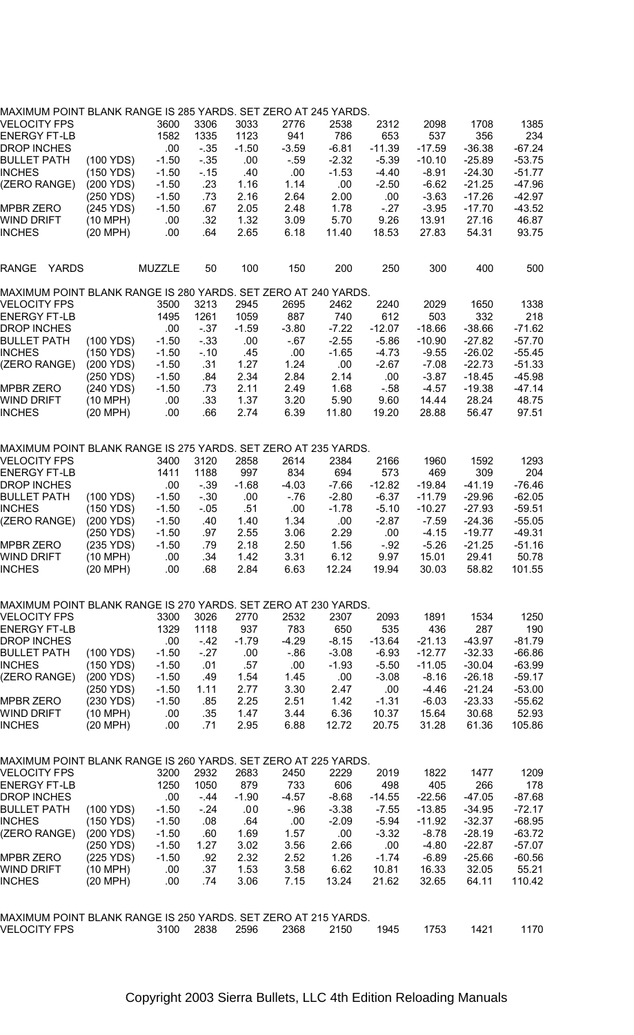MAXIMUM POINT BLANK RANGE IS 285 YARDS. SET ZERO AT 245 YARDS.

| | | | | | | | | | | |
|---|---|---|---|---|---|---|---|---|---|---|
| VELOCITY FPS | | 3600 | 3306 | 3033 | 2776 | 2538 | 2312 | 2098 | 1708 | 1385 |
| ENERGY FT-LB | | 1582 | 1335 | 1123 | 941 | 786 | 653 | 537 | 356 | 234 |
| DROP INCHES | | .00 | -.35 | -1.50 | -3.59 | -6.81 | -11.39 | -17.59 | -36.38 | -67.24 |
| BULLET PATH | (100 YDS) | -1.50 | -.35 | .00 | -.59 | -2.32 | -5.39 | -10.10 | -25.89 | -53.75 |
| INCHES | (150 YDS) | -1.50 | -.15 | .40 | .00 | -1.53 | -4.40 | -8.91 | -24.30 | -51.77 |
| (ZERO RANGE) | (200 YDS) | -1.50 | .23 | 1.16 | 1.14 | .00 | -2.50 | -6.62 | -21.25 | -47.96 |
| | (250 YDS) | -1.50 | .73 | 2.16 | 2.64 | 2.00 | .00 | -3.63 | -17.26 | -42.97 |
| MPBR ZERO | (245 YDS) | -1.50 | .67 | 2.05 | 2.48 | 1.78 | -.27 | -3.95 | -17.70 | -43.52 |
| WIND DRIFT | (10 MPH) | .00 | .32 | 1.32 | 3.09 | 5.70 | 9.26 | 13.91 | 27.16 | 46.87 |
| INCHES | (20 MPH) | .00 | .64 | 2.65 | 6.18 | 11.40 | 18.53 | 27.83 | 54.31 | 93.75 |
| | | | | | | | | | | |
| RANGE YARDS | | MUZZLE | 50 | 100 | 150 | 200 | 250 | 300 | 400 | 500 |

MAXIMUM POINT BLANK RANGE IS 280 YARDS. SET ZERO AT 240 YARDS.

| | | | | | | | | | | |
|---|---|---|---|---|---|---|---|---|---|---|
| VELOCITY FPS | | 3500 | 3213 | 2945 | 2695 | 2462 | 2240 | 2029 | 1650 | 1338 |
| ENERGY FT-LB | | 1495 | 1261 | 1059 | 887 | 740 | 612 | 503 | 332 | 218 |
| DROP INCHES | | .00 | -.37 | -1.59 | -3.80 | -7.22 | -12.07 | -18.66 | -38.66 | -71.62 |
| BULLET PATH | (100 YDS) | -1.50 | -.33 | .00 | -.67 | -2.55 | -5.86 | -10.90 | -27.82 | -57.70 |
| INCHES | (150 YDS) | -1.50 | -.10 | .45 | .00 | -1.65 | -4.73 | -9.55 | -26.02 | -55.45 |
| (ZERO RANGE) | (200 YDS) | -1.50 | .31 | 1.27 | 1.24 | .00 | -2.67 | -7.08 | -22.73 | -51.33 |
| | (250 YDS) | -1.50 | .84 | 2.34 | 2.84 | 2.14 | .00 | -3.87 | -18.45 | -45.98 |
| MPBR ZERO | (240 YDS) | -1.50 | .73 | 2.11 | 2.49 | 1.68 | -.58 | -4.57 | -19.38 | -47.14 |
| WIND DRIFT | (10 MPH) | .00 | .33 | 1.37 | 3.20 | 5.90 | 9.60 | 14.44 | 28.24 | 48.75 |
| INCHES | (20 MPH) | .00 | .66 | 2.74 | 6.39 | 11.80 | 19.20 | 28.88 | 56.47 | 97.51 |

MAXIMUM POINT BLANK RANGE IS 275 YARDS. SET ZERO AT 235 YARDS.

| | | | | | | | | | | |
|---|---|---|---|---|---|---|---|---|---|---|
| VELOCITY FPS | | 3400 | 3120 | 2858 | 2614 | 2384 | 2166 | 1960 | 1592 | 1293 |
| ENERGY FT-LB | | 1411 | 1188 | 997 | 834 | 694 | 573 | 469 | 309 | 204 |
| DROP INCHES | | .00 | -.39 | -1.68 | -4.03 | -7.66 | -12.82 | -19.84 | -41.19 | -76.46 |
| BULLET PATH | (100 YDS) | -1.50 | -.30 | .00 | -.76 | -2.80 | -6.37 | -11.79 | -29.96 | -62.05 |
| INCHES | (150 YDS) | -1.50 | -.05 | .51 | .00 | -1.78 | -5.10 | -10.27 | -27.93 | -59.51 |
| (ZERO RANGE) | (200 YDS) | -1.50 | .40 | 1.40 | 1.34 | .00 | -2.87 | -7.59 | -24.36 | -55.05 |
| | (250 YDS) | -1.50 | .97 | 2.55 | 3.06 | 2.29 | .00 | -4.15 | -19.77 | -49.31 |
| MPBR ZERO | (235 YDS) | -1.50 | .79 | 2.18 | 2.50 | 1.56 | -.92 | -5.26 | -21.25 | -51.16 |
| WIND DRIFT | (10 MPH) | .00 | .34 | 1.42 | 3.31 | 6.12 | 9.97 | 15.01 | 29.41 | 50.78 |
| INCHES | (20 MPH) | .00 | .68 | 2.84 | 6.63 | 12.24 | 19.94 | 30.03 | 58.82 | 101.55 |

MAXIMUM POINT BLANK RANGE IS 270 YARDS. SET ZERO AT 230 YARDS.

| | | | | | | | | | | |
|---|---|---|---|---|---|---|---|---|---|---|
| VELOCITY FPS | | 3300 | 3026 | 2770 | 2532 | 2307 | 2093 | 1891 | 1534 | 1250 |
| ENERGY FT-LB | | 1329 | 1118 | 937 | 783 | 650 | 535 | 436 | 287 | 190 |
| DROP INCHES | | .00 | -.42 | -1.79 | -4.29 | -8.15 | -13.64 | -21.13 | -43.97 | -81.79 |
| BULLET PATH | (100 YDS) | -1.50 | -.27 | .00 | -.86 | -3.08 | -6.93 | -12.77 | -32.33 | -66.86 |
| INCHES | (150 YDS) | -1.50 | .01 | .57 | .00 | -1.93 | -5.50 | -11.05 | -30.04 | -63.99 |
| (ZERO RANGE) | (200 YDS) | -1.50 | .49 | 1.54 | 1.45 | .00 | -3.08 | -8.16 | -26.18 | -59.17 |
| | (250 YDS) | -1.50 | 1.11 | 2.77 | 3.30 | 2.47 | .00 | -4.46 | -21.24 | -53.00 |
| MPBR ZERO | (230 YDS) | -1.50 | .85 | 2.25 | 2.51 | 1.42 | -1.31 | -6.03 | -23.33 | -55.62 |
| WIND DRIFT | (10 MPH) | .00 | .35 | 1.47 | 3.44 | 6.36 | 10.37 | 15.64 | 30.68 | 52.93 |
| INCHES | (20 MPH) | .00 | .71 | 2.95 | 6.88 | 12.72 | 20.75 | 31.28 | 61.36 | 105.86 |

MAXIMUM POINT BLANK RANGE IS 260 YARDS. SET ZERO AT 225 YARDS.

| | | | | | | | | | | |
|---|---|---|---|---|---|---|---|---|---|---|
| VELOCITY FPS | | 3200 | 2932 | 2683 | 2450 | 2229 | 2019 | 1822 | 1477 | 1209 |
| ENERGY FT-LB | | 1250 | 1050 | 879 | 733 | 606 | 498 | 405 | 266 | 178 |
| DROP INCHES | | .00 | -.44 | -1.90 | -4.57 | -8.68 | -14.55 | -22.56 | -47.05 | -87.68 |
| BULLET PATH | (100 YDS) | -1.50 | -.24 | .00 | -.96 | -3.38 | -7.55 | -13.85 | -34.95 | -72.17 |
| INCHES | (150 YDS) | -1.50 | .08 | .64 | .00 | -2.09 | -5.94 | -11.92 | -32.37 | -68.95 |
| (ZERO RANGE) | (200 YDS) | -1.50 | .60 | 1.69 | 1.57 | .00 | -3.32 | -8.78 | -28.19 | -63.72 |
| | (250 YDS) | -1.50 | 1.27 | 3.02 | 3.56 | 2.66 | .00 | -4.80 | -22.87 | -57.07 |
| MPBR ZERO | (225 YDS) | -1.50 | .92 | 2.32 | 2.52 | 1.26 | -1.74 | -6.89 | -25.66 | -60.56 |
| WIND DRIFT | (10 MPH) | .00 | .37 | 1.53 | 3.58 | 6.62 | 10.81 | 16.33 | 32.05 | 55.21 |
| INCHES | (20 MPH) | .00 | .74 | 3.06 | 7.15 | 13.24 | 21.62 | 32.65 | 64.11 | 110.42 |

MAXIMUM POINT BLANK RANGE IS 250 YARDS. SET ZERO AT 215 YARDS.

| | | | | | | | | | | |
|---|---|---|---|---|---|---|---|---|---|---|
| VELOCITY FPS | | 3100 | 2838 | 2596 | 2368 | 2150 | 1945 | 1753 | 1421 | 1170 |

Copyright 2003 Sierra Bullets, LLC 4th Edition Reloading Manuals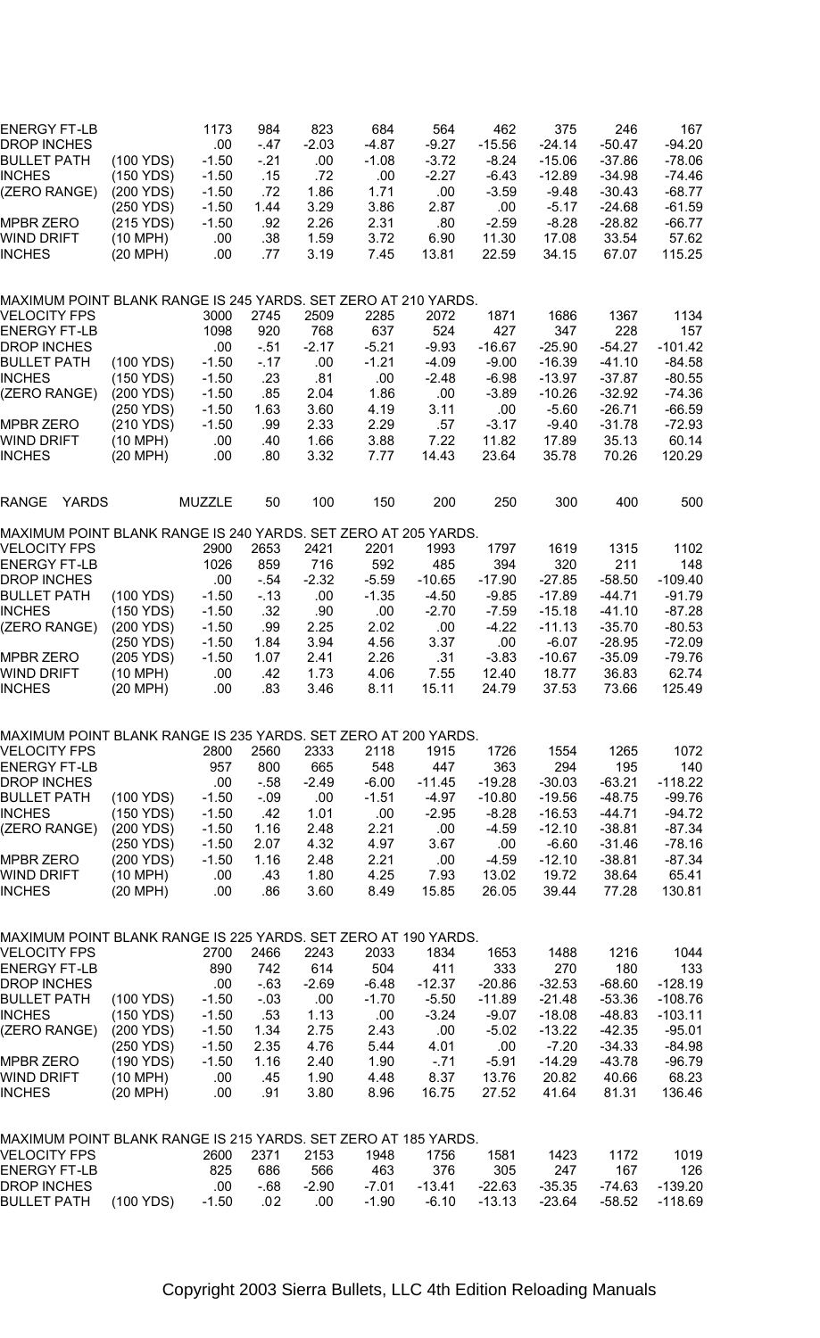| | | | | | | | | | | |
|---|---|---|---|---|---|---|---|---|---|---|
| ENERGY FT-LB | | 1173 | 984 | 823 | 684 | 564 | 462 | 375 | 246 | 167 |
| DROP INCHES | | .00 | -.47 | -2.03 | -4.87 | -9.27 | -15.56 | -24.14 | -50.47 | -94.20 |
| BULLET PATH | (100 YDS) | -1.50 | -.21 | .00 | -1.08 | -3.72 | -8.24 | -15.06 | -37.86 | -78.06 |
| INCHES | (150 YDS) | -1.50 | .15 | .72 | .00 | -2.27 | -6.43 | -12.89 | -34.98 | -74.46 |
| (ZERO RANGE) | (200 YDS) | -1.50 | .72 | 1.86 | 1.71 | .00 | -3.59 | -9.48 | -30.43 | -68.77 |
| | (250 YDS) | -1.50 | 1.44 | 3.29 | 3.86 | 2.87 | .00 | -5.17 | -24.68 | -61.59 |
| MPBR ZERO | (215 YDS) | -1.50 | .92 | 2.26 | 2.31 | .80 | -2.59 | -8.28 | -28.82 | -66.77 |
| WIND DRIFT | (10 MPH) | .00 | .38 | 1.59 | 3.72 | 6.90 | 11.30 | 17.08 | 33.54 | 57.62 |
| INCHES | (20 MPH) | .00 | .77 | 3.19 | 7.45 | 13.81 | 22.59 | 34.15 | 67.07 | 115.25 |

MAXIMUM POINT BLANK RANGE IS 245 YARDS. SET ZERO AT 210 YARDS.

| | | | | | | | | | | |
|---|---|---|---|---|---|---|---|---|---|---|
| VELOCITY FPS | | 3000 | 2745 | 2509 | 2285 | 2072 | 1871 | 1686 | 1367 | 1134 |
| ENERGY FT-LB | | 1098 | 920 | 768 | 637 | 524 | 427 | 347 | 228 | 157 |
| DROP INCHES | | .00 | -.51 | -2.17 | -5.21 | -9.93 | -16.67 | -25.90 | -54.27 | -101.42 |
| BULLET PATH | (100 YDS) | -1.50 | -.17 | .00 | -1.21 | -4.09 | -9.00 | -16.39 | -41.10 | -84.58 |
| INCHES | (150 YDS) | -1.50 | .23 | .81 | .00 | -2.48 | -6.98 | -13.97 | -37.87 | -80.55 |
| (ZERO RANGE) | (200 YDS) | -1.50 | .85 | 2.04 | 1.86 | .00 | -3.89 | -10.26 | -32.92 | -74.36 |
| | (250 YDS) | -1.50 | 1.63 | 3.60 | 4.19 | 3.11 | .00 | -5.60 | -26.71 | -66.59 |
| MPBR ZERO | (210 YDS) | -1.50 | .99 | 2.33 | 2.29 | .57 | -3.17 | -9.40 | -31.78 | -72.93 |
| WIND DRIFT | (10 MPH) | .00 | .40 | 1.66 | 3.88 | 7.22 | 11.82 | 17.89 | 35.13 | 60.14 |
| INCHES | (20 MPH) | .00 | .80 | 3.32 | 7.77 | 14.43 | 23.64 | 35.78 | 70.26 | 120.29 |

| RANGE YARDS | | MUZZLE | 50 | 100 | 150 | 200 | 250 | 300 | 400 | 500 |
|---|---|---|---|---|---|---|---|---|---|---|

MAXIMUM POINT BLANK RANGE IS 240 YARDS. SET ZERO AT 205 YARDS.

| | | | | | | | | | | |
|---|---|---|---|---|---|---|---|---|---|---|
| VELOCITY FPS | | 2900 | 2653 | 2421 | 2201 | 1993 | 1797 | 1619 | 1315 | 1102 |
| ENERGY FT-LB | | 1026 | 859 | 716 | 592 | 485 | 394 | 320 | 211 | 148 |
| DROP INCHES | | .00 | -.54 | -2.32 | -5.59 | -10.65 | -17.90 | -27.85 | -58.50 | -109.40 |
| BULLET PATH | (100 YDS) | -1.50 | -.13 | .00 | -1.35 | -4.50 | -9.85 | -17.89 | -44.71 | -91.79 |
| INCHES | (150 YDS) | -1.50 | .32 | .90 | .00 | -2.70 | -7.59 | -15.18 | -41.10 | -87.28 |
| (ZERO RANGE) | (200 YDS) | -1.50 | .99 | 2.25 | 2.02 | .00 | -4.22 | -11.13 | -35.70 | -80.53 |
| | (250 YDS) | -1.50 | 1.84 | 3.94 | 4.56 | 3.37 | .00 | -6.07 | -28.95 | -72.09 |
| MPBR ZERO | (205 YDS) | -1.50 | 1.07 | 2.41 | 2.26 | .31 | -3.83 | -10.67 | -35.09 | -79.76 |
| WIND DRIFT | (10 MPH) | .00 | .42 | 1.73 | 4.06 | 7.55 | 12.40 | 18.77 | 36.83 | 62.74 |
| INCHES | (20 MPH) | .00 | .83 | 3.46 | 8.11 | 15.11 | 24.79 | 37.53 | 73.66 | 125.49 |

MAXIMUM POINT BLANK RANGE IS 235 YARDS. SET ZERO AT 200 YARDS.

| | | | | | | | | | | |
|---|---|---|---|---|---|---|---|---|---|---|
| VELOCITY FPS | | 2800 | 2560 | 2333 | 2118 | 1915 | 1726 | 1554 | 1265 | 1072 |
| ENERGY FT-LB | | 957 | 800 | 665 | 548 | 447 | 363 | 294 | 195 | 140 |
| DROP INCHES | | .00 | -.58 | -2.49 | -6.00 | -11.45 | -19.28 | -30.03 | -63.21 | -118.22 |
| BULLET PATH | (100 YDS) | -1.50 | -.09 | .00 | -1.51 | -4.97 | -10.80 | -19.56 | -48.75 | -99.76 |
| INCHES | (150 YDS) | -1.50 | .42 | 1.01 | .00 | -2.95 | -8.28 | -16.53 | -44.71 | -94.72 |
| (ZERO RANGE) | (200 YDS) | -1.50 | 1.16 | 2.48 | 2.21 | .00 | -4.59 | -12.10 | -38.81 | -87.34 |
| | (250 YDS) | -1.50 | 2.07 | 4.32 | 4.97 | 3.67 | .00 | -6.60 | -31.46 | -78.16 |
| MPBR ZERO | (200 YDS) | -1.50 | 1.16 | 2.48 | 2.21 | .00 | -4.59 | -12.10 | -38.81 | -87.34 |
| WIND DRIFT | (10 MPH) | .00 | .43 | 1.80 | 4.25 | 7.93 | 13.02 | 19.72 | 38.64 | 65.41 |
| INCHES | (20 MPH) | .00 | .86 | 3.60 | 8.49 | 15.85 | 26.05 | 39.44 | 77.28 | 130.81 |

MAXIMUM POINT BLANK RANGE IS 225 YARDS. SET ZERO AT 190 YARDS.

| | | | | | | | | | | |
|---|---|---|---|---|---|---|---|---|---|---|
| VELOCITY FPS | | 2700 | 2466 | 2243 | 2033 | 1834 | 1653 | 1488 | 1216 | 1044 |
| ENERGY FT-LB | | 890 | 742 | 614 | 504 | 411 | 333 | 270 | 180 | 133 |
| DROP INCHES | | .00 | -.63 | -2.69 | -6.48 | -12.37 | -20.86 | -32.53 | -68.60 | -128.19 |
| BULLET PATH | (100 YDS) | -1.50 | -.03 | .00 | -1.70 | -5.50 | -11.89 | -21.48 | -53.36 | -108.76 |
| INCHES | (150 YDS) | -1.50 | .53 | 1.13 | .00 | -3.24 | -9.07 | -18.08 | -48.83 | -103.11 |
| (ZERO RANGE) | (200 YDS) | -1.50 | 1.34 | 2.75 | 2.43 | .00 | -5.02 | -13.22 | -42.35 | -95.01 |
| | (250 YDS) | -1.50 | 2.35 | 4.76 | 5.44 | 4.01 | .00 | -7.20 | -34.33 | -84.98 |
| MPBR ZERO | (190 YDS) | -1.50 | 1.16 | 2.40 | 1.90 | -.71 | -5.91 | -14.29 | -43.78 | -96.79 |
| WIND DRIFT | (10 MPH) | .00 | .45 | 1.90 | 4.48 | 8.37 | 13.76 | 20.82 | 40.66 | 68.23 |
| INCHES | (20 MPH) | .00 | .91 | 3.80 | 8.96 | 16.75 | 27.52 | 41.64 | 81.31 | 136.46 |

MAXIMUM POINT BLANK RANGE IS 215 YARDS. SET ZERO AT 185 YARDS.

| | | | | | | | | | | |
|---|---|---|---|---|---|---|---|---|---|---|
| VELOCITY FPS | | 2600 | 2371 | 2153 | 1948 | 1756 | 1581 | 1423 | 1172 | 1019 |
| ENERGY FT-LB | | 825 | 686 | 566 | 463 | 376 | 305 | 247 | 167 | 126 |
| DROP INCHES | | .00 | -.68 | -2.90 | -7.01 | -13.41 | -22.63 | -35.35 | -74.63 | -139.20 |
| BULLET PATH | (100 YDS) | -1.50 | .02 | .00 | -1.90 | -6.10 | -13.13 | -23.64 | -58.52 | -118.69 |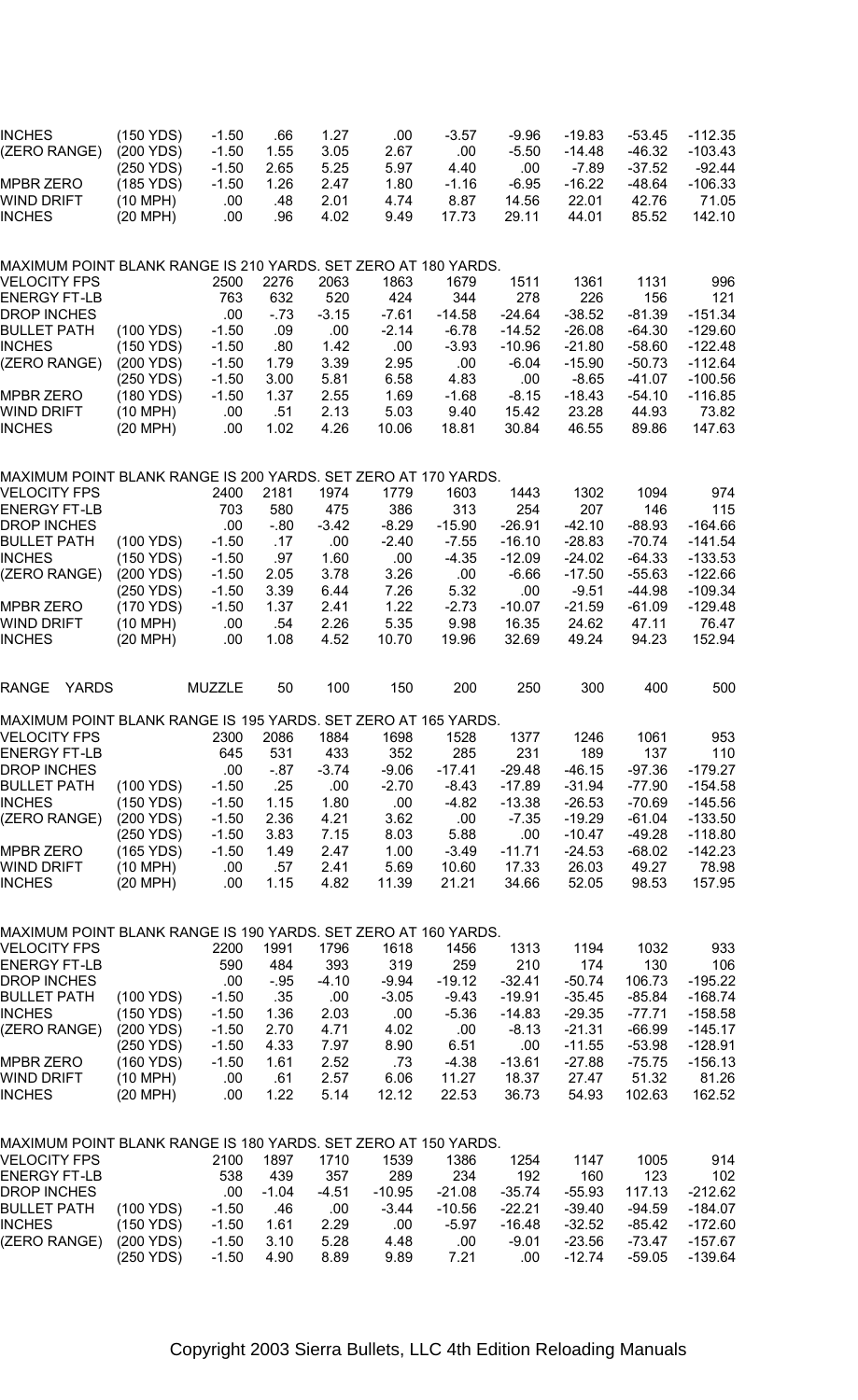| | | | | | | | | | | |
|---|---|---|---|---|---|---|---|---|---|---|
| INCHES | (150 YDS) | -1.50 | .66 | 1.27 | .00 | -3.57 | -9.96 | -19.83 | -53.45 | -112.35 |
| (ZERO RANGE) | (200 YDS) | -1.50 | 1.55 | 3.05 | 2.67 | .00 | -5.50 | -14.48 | -46.32 | -103.43 |
| | (250 YDS) | -1.50 | 2.65 | 5.25 | 5.97 | 4.40 | .00 | -7.89 | -37.52 | -92.44 |
| MPBR ZERO | (185 YDS) | -1.50 | 1.26 | 2.47 | 1.80 | -1.16 | -6.95 | -16.22 | -48.64 | -106.33 |
| WIND DRIFT | (10 MPH) | .00 | .48 | 2.01 | 4.74 | 8.87 | 14.56 | 22.01 | 42.76 | 71.05 |
| INCHES | (20 MPH) | .00 | .96 | 4.02 | 9.49 | 17.73 | 29.11 | 44.01 | 85.52 | 142.10 |

MAXIMUM POINT BLANK RANGE IS 210 YARDS. SET ZERO AT 180 YARDS.

| | | | | | | | | | | |
|---|---|---|---|---|---|---|---|---|---|---|
| VELOCITY FPS | | 2500 | 2276 | 2063 | 1863 | 1679 | 1511 | 1361 | 1131 | 996 |
| ENERGY FT-LB | | 763 | 632 | 520 | 424 | 344 | 278 | 226 | 156 | 121 |
| DROP INCHES | | .00 | -.73 | -3.15 | -7.61 | -14.58 | -24.64 | -38.52 | -81.39 | -151.34 |
| BULLET PATH | (100 YDS) | -1.50 | .09 | .00 | -2.14 | -6.78 | -14.52 | -26.08 | -64.30 | -129.60 |
| INCHES | (150 YDS) | -1.50 | .80 | 1.42 | .00 | -3.93 | -10.96 | -21.80 | -58.60 | -122.48 |
| (ZERO RANGE) | (200 YDS) | -1.50 | 1.79 | 3.39 | 2.95 | .00 | -6.04 | -15.90 | -50.73 | -112.64 |
| | (250 YDS) | -1.50 | 3.00 | 5.81 | 6.58 | 4.83 | .00 | -8.65 | -41.07 | -100.56 |
| MPBR ZERO | (180 YDS) | -1.50 | 1.37 | 2.55 | 1.69 | -1.68 | -8.15 | -18.43 | -54.10 | -116.85 |
| WIND DRIFT | (10 MPH) | .00 | .51 | 2.13 | 5.03 | 9.40 | 15.42 | 23.28 | 44.93 | 73.82 |
| INCHES | (20 MPH) | .00 | 1.02 | 4.26 | 10.06 | 18.81 | 30.84 | 46.55 | 89.86 | 147.63 |

MAXIMUM POINT BLANK RANGE IS 200 YARDS. SET ZERO AT 170 YARDS.

| | | | | | | | | | | |
|---|---|---|---|---|---|---|---|---|---|---|
| VELOCITY FPS | | 2400 | 2181 | 1974 | 1779 | 1603 | 1443 | 1302 | 1094 | 974 |
| ENERGY FT-LB | | 703 | 580 | 475 | 386 | 313 | 254 | 207 | 146 | 115 |
| DROP INCHES | | .00 | -.80 | -3.42 | -8.29 | -15.90 | -26.91 | -42.10 | -88.93 | -164.66 |
| BULLET PATH | (100 YDS) | -1.50 | .17 | .00 | -2.40 | -7.55 | -16.10 | -28.83 | -70.74 | -141.54 |
| INCHES | (150 YDS) | -1.50 | .97 | 1.60 | .00 | -4.35 | -12.09 | -24.02 | -64.33 | -133.53 |
| (ZERO RANGE) | (200 YDS) | -1.50 | 2.05 | 3.78 | 3.26 | .00 | -6.66 | -17.50 | -55.63 | -122.66 |
| | (250 YDS) | -1.50 | 3.39 | 6.44 | 7.26 | 5.32 | .00 | -9.51 | -44.98 | -109.34 |
| MPBR ZERO | (170 YDS) | -1.50 | 1.37 | 2.41 | 1.22 | -2.73 | -10.07 | -21.59 | -61.09 | -129.48 |
| WIND DRIFT | (10 MPH) | .00 | .54 | 2.26 | 5.35 | 9.98 | 16.35 | 24.62 | 47.11 | 76.47 |
| INCHES | (20 MPH) | .00 | 1.08 | 4.52 | 10.70 | 19.96 | 32.69 | 49.24 | 94.23 | 152.94 |

| RANGE YARDS | | MUZZLE | 50 | 100 | 150 | 200 | 250 | 300 | 400 | 500 |
|---|---|---|---|---|---|---|---|---|---|---|

MAXIMUM POINT BLANK RANGE IS 195 YARDS. SET ZERO AT 165 YARDS.

| | | | | | | | | | | |
|---|---|---|---|---|---|---|---|---|---|---|
| VELOCITY FPS | | 2300 | 2086 | 1884 | 1698 | 1528 | 1377 | 1246 | 1061 | 953 |
| ENERGY FT-LB | | 645 | 531 | 433 | 352 | 285 | 231 | 189 | 137 | 110 |
| DROP INCHES | | .00 | -.87 | -3.74 | -9.06 | -17.41 | -29.48 | -46.15 | -97.36 | -179.27 |
| BULLET PATH | (100 YDS) | -1.50 | .25 | .00 | -2.70 | -8.43 | -17.89 | -31.94 | -77.90 | -154.58 |
| INCHES | (150 YDS) | -1.50 | 1.15 | 1.80 | .00 | -4.82 | -13.38 | -26.53 | -70.69 | -145.56 |
| (ZERO RANGE) | (200 YDS) | -1.50 | 2.36 | 4.21 | 3.62 | .00 | -7.35 | -19.29 | -61.04 | -133.50 |
| | (250 YDS) | -1.50 | 3.83 | 7.15 | 8.03 | 5.88 | .00 | -10.47 | -49.28 | -118.80 |
| MPBR ZERO | (165 YDS) | -1.50 | 1.49 | 2.47 | 1.00 | -3.49 | -11.71 | -24.53 | -68.02 | -142.23 |
| WIND DRIFT | (10 MPH) | .00 | .57 | 2.41 | 5.69 | 10.60 | 17.33 | 26.03 | 49.27 | 78.98 |
| INCHES | (20 MPH) | .00 | 1.15 | 4.82 | 11.39 | 21.21 | 34.66 | 52.05 | 98.53 | 157.95 |

MAXIMUM POINT BLANK RANGE IS 190 YARDS. SET ZERO AT 160 YARDS.

| | | | | | | | | | | |
|---|---|---|---|---|---|---|---|---|---|---|
| VELOCITY FPS | | 2200 | 1991 | 1796 | 1618 | 1456 | 1313 | 1194 | 1032 | 933 |
| ENERGY FT-LB | | 590 | 484 | 393 | 319 | 259 | 210 | 174 | 130 | 106 |
| DROP INCHES | | .00 | -.95 | -4.10 | -9.94 | -19.12 | -32.41 | -50.74 | 106.73 | -195.22 |
| BULLET PATH | (100 YDS) | -1.50 | .35 | .00 | -3.05 | -9.43 | -19.91 | -35.45 | -85.84 | -168.74 |
| INCHES | (150 YDS) | -1.50 | 1.36 | 2.03 | .00 | -5.36 | -14.83 | -29.35 | -77.71 | -158.58 |
| (ZERO RANGE) | (200 YDS) | -1.50 | 2.70 | 4.71 | 4.02 | .00 | -8.13 | -21.31 | -66.99 | -145.17 |
| | (250 YDS) | -1.50 | 4.33 | 7.97 | 8.90 | 6.51 | .00 | -11.55 | -53.98 | -128.91 |
| MPBR ZERO | (160 YDS) | -1.50 | 1.61 | 2.52 | .73 | -4.38 | -13.61 | -27.88 | -75.75 | -156.13 |
| WIND DRIFT | (10 MPH) | .00 | .61 | 2.57 | 6.06 | 11.27 | 18.37 | 27.47 | 51.32 | 81.26 |
| INCHES | (20 MPH) | .00 | 1.22 | 5.14 | 12.12 | 22.53 | 36.73 | 54.93 | 102.63 | 162.52 |

MAXIMUM POINT BLANK RANGE IS 180 YARDS. SET ZERO AT 150 YARDS.

| | | | | | | | | | | |
|---|---|---|---|---|---|---|---|---|---|---|
| VELOCITY FPS | | 2100 | 1897 | 1710 | 1539 | 1386 | 1254 | 1147 | 1005 | 914 |
| ENERGY FT-LB | | 538 | 439 | 357 | 289 | 234 | 192 | 160 | 123 | 102 |
| DROP INCHES | | .00 | -1.04 | -4.51 | -10.95 | -21.08 | -35.74 | -55.93 | 117.13 | -212.62 |
| BULLET PATH | (100 YDS) | -1.50 | .46 | .00 | -3.44 | -10.56 | -22.21 | -39.40 | -94.59 | -184.07 |
| INCHES | (150 YDS) | -1.50 | 1.61 | 2.29 | .00 | -5.97 | -16.48 | -32.52 | -85.42 | -172.60 |
| (ZERO RANGE) | (200 YDS) | -1.50 | 3.10 | 5.28 | 4.48 | .00 | -9.01 | -23.56 | -73.47 | -157.67 |
| | (250 YDS) | -1.50 | 4.90 | 8.89 | 9.89 | 7.21 | .00 | -12.74 | -59.05 | -139.64 |

Copyright 2003 Sierra Bullets, LLC 4th Edition Reloading Manuals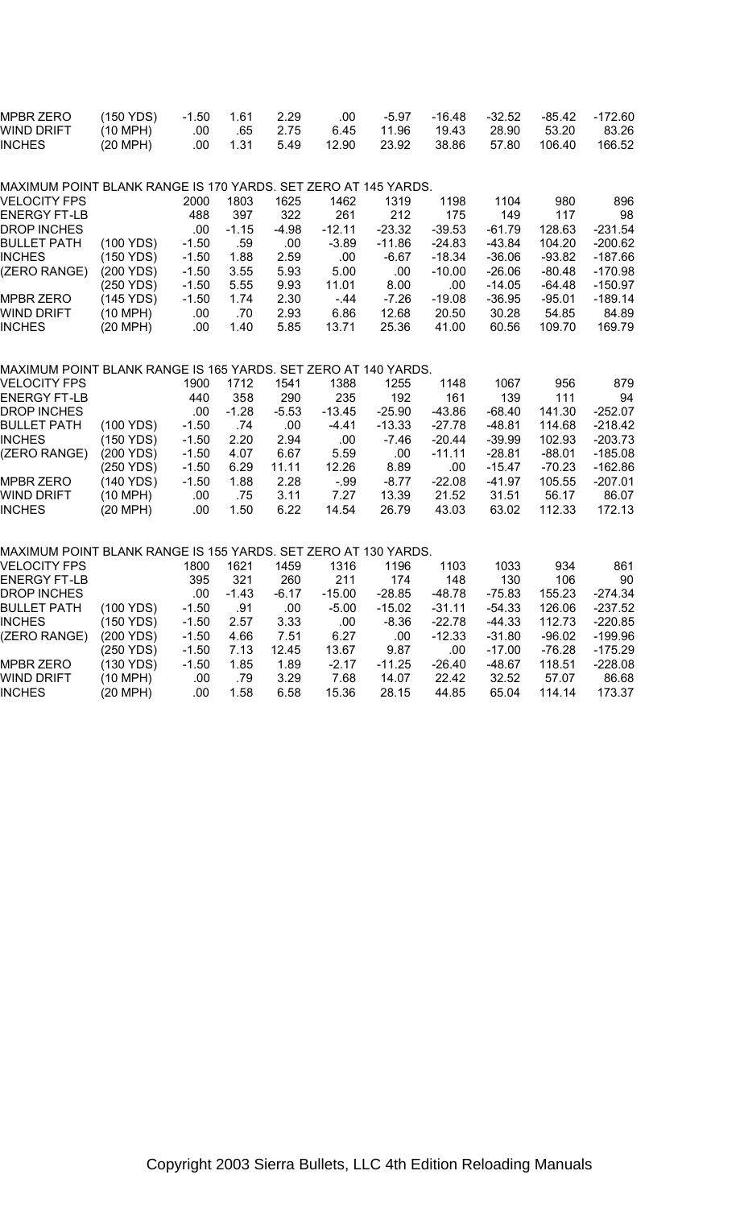| | | | | | | | | | | |
|---|---|---|---|---|---|---|---|---|---|---|
| MPBR ZERO | (150 YDS) | -1.50 | 1.61 | 2.29 | .00 | -5.97 | -16.48 | -32.52 | -85.42 | -172.60 |
| WIND DRIFT | (10 MPH) | .00 | .65 | 2.75 | 6.45 | 11.96 | 19.43 | 28.90 | 53.20 | 83.26 |
| INCHES | (20 MPH) | .00 | 1.31 | 5.49 | 12.90 | 23.92 | 38.86 | 57.80 | 106.40 | 166.52 |

MAXIMUM POINT BLANK RANGE IS 170 YARDS. SET ZERO AT 145 YARDS.

| | | | | | | | | | | |
|---|---|---|---|---|---|---|---|---|---|---|
| VELOCITY FPS | | 2000 | 1803 | 1625 | 1462 | 1319 | 1198 | 1104 | 980 | 896 |
| ENERGY FT-LB | | 488 | 397 | 322 | 261 | 212 | 175 | 149 | 117 | 98 |
| DROP INCHES | | .00 | -1.15 | -4.98 | -12.11 | -23.32 | -39.53 | -61.79 | 128.63 | -231.54 |
| BULLET PATH | (100 YDS) | -1.50 | .59 | .00 | -3.89 | -11.86 | -24.83 | -43.84 | 104.20 | -200.62 |
| INCHES | (150 YDS) | -1.50 | 1.88 | 2.59 | .00 | -6.67 | -18.34 | -36.06 | -93.82 | -187.66 |
| (ZERO RANGE) | (200 YDS) | -1.50 | 3.55 | 5.93 | 5.00 | .00 | -10.00 | -26.06 | -80.48 | -170.98 |
| | (250 YDS) | -1.50 | 5.55 | 9.93 | 11.01 | 8.00 | .00 | -14.05 | -64.48 | -150.97 |
| MPBR ZERO | (145 YDS) | -1.50 | 1.74 | 2.30 | -.44 | -7.26 | -19.08 | -36.95 | -95.01 | -189.14 |
| WIND DRIFT | (10 MPH) | .00 | .70 | 2.93 | 6.86 | 12.68 | 20.50 | 30.28 | 54.85 | 84.89 |
| INCHES | (20 MPH) | .00 | 1.40 | 5.85 | 13.71 | 25.36 | 41.00 | 60.56 | 109.70 | 169.79 |

MAXIMUM POINT BLANK RANGE IS 165 YARDS. SET ZERO AT 140 YARDS.

| | | | | | | | | | | |
|---|---|---|---|---|---|---|---|---|---|---|
| VELOCITY FPS | | 1900 | 1712 | 1541 | 1388 | 1255 | 1148 | 1067 | 956 | 879 |
| ENERGY FT-LB | | 440 | 358 | 290 | 235 | 192 | 161 | 139 | 111 | 94 |
| DROP INCHES | | .00 | -1.28 | -5.53 | -13.45 | -25.90 | -43.86 | -68.40 | 141.30 | -252.07 |
| BULLET PATH | (100 YDS) | -1.50 | .74 | .00 | -4.41 | -13.33 | -27.78 | -48.81 | 114.68 | -218.42 |
| INCHES | (150 YDS) | -1.50 | 2.20 | 2.94 | .00 | -7.46 | -20.44 | -39.99 | 102.93 | -203.73 |
| (ZERO RANGE) | (200 YDS) | -1.50 | 4.07 | 6.67 | 5.59 | .00 | -11.11 | -28.81 | -88.01 | -185.08 |
| | (250 YDS) | -1.50 | 6.29 | 11.11 | 12.26 | 8.89 | .00 | -15.47 | -70.23 | -162.86 |
| MPBR ZERO | (140 YDS) | -1.50 | 1.88 | 2.28 | -.99 | -8.77 | -22.08 | -41.97 | 105.55 | -207.01 |
| WIND DRIFT | (10 MPH) | .00 | .75 | 3.11 | 7.27 | 13.39 | 21.52 | 31.51 | 56.17 | 86.07 |
| INCHES | (20 MPH) | .00 | 1.50 | 6.22 | 14.54 | 26.79 | 43.03 | 63.02 | 112.33 | 172.13 |

MAXIMUM POINT BLANK RANGE IS 155 YARDS. SET ZERO AT 130 YARDS.

| | | | | | | | | | | |
|---|---|---|---|---|---|---|---|---|---|---|
| VELOCITY FPS | | 1800 | 1621 | 1459 | 1316 | 1196 | 1103 | 1033 | 934 | 861 |
| ENERGY FT-LB | | 395 | 321 | 260 | 211 | 174 | 148 | 130 | 106 | 90 |
| DROP INCHES | | .00 | -1.43 | -6.17 | -15.00 | -28.85 | -48.78 | -75.83 | 155.23 | -274.34 |
| BULLET PATH | (100 YDS) | -1.50 | .91 | .00 | -5.00 | -15.02 | -31.11 | -54.33 | 126.06 | -237.52 |
| INCHES | (150 YDS) | -1.50 | 2.57 | 3.33 | .00 | -8.36 | -22.78 | -44.33 | 112.73 | -220.85 |
| (ZERO RANGE) | (200 YDS) | -1.50 | 4.66 | 7.51 | 6.27 | .00 | -12.33 | -31.80 | -96.02 | -199.96 |
| | (250 YDS) | -1.50 | 7.13 | 12.45 | 13.67 | 9.87 | .00 | -17.00 | -76.28 | -175.29 |
| MPBR ZERO | (130 YDS) | -1.50 | 1.85 | 1.89 | -2.17 | -11.25 | -26.40 | -48.67 | 118.51 | -228.08 |
| WIND DRIFT | (10 MPH) | .00 | .79 | 3.29 | 7.68 | 14.07 | 22.42 | 32.52 | 57.07 | 86.68 |
| INCHES | (20 MPH) | .00 | 1.58 | 6.58 | 15.36 | 28.15 | 44.85 | 65.04 | 114.14 | 173.37 |

Copyright 2003 Sierra Bullets, LLC 4th Edition Reloading Manuals